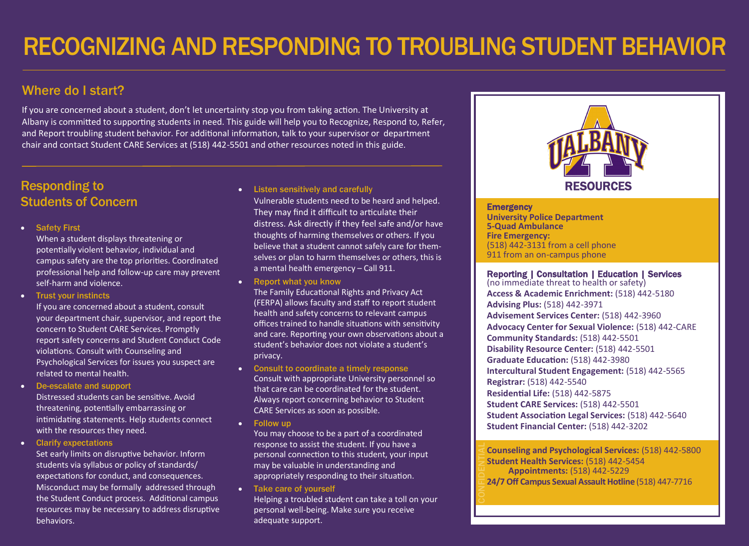# RECOGNIZING AND RESPONDING TO TROUBLING STUDENT BEHAVIOR

## Where do I start?

If you are concerned about a student, don't let uncertainty stop you from taking action. The University at Albany is committed to supporting students in need. This guide will help you to Recognize, Respond to, Refer, and Report troubling student behavior. For additional information, talk to your supervisor or department chair and contact Student CARE Services at (518) 442-5501 and other resources noted in this guide.

## Responding to Students of Concern

- **Safety First**
  When a student displays threatening or potentially violent behavior, individual and campus safety are the top priorities. Coordinated professional help and follow-up care may prevent self-harm and violence.
- **Trust your instincts**
  If you are concerned about a student, consult your department chair, supervisor, and report the concern to Student CARE Services. Promptly report safety concerns and Student Conduct Code violations. Consult with Counseling and Psychological Services for issues you suspect are related to mental health.
- **De-escalate and support**
  Distressed students can be sensitive. Avoid threatening, potentially embarrassing or intimidating statements. Help students connect with the resources they need.
- **Clarify expectations**
  Set early limits on disruptive behavior. Inform students via syllabus or policy of standards/ expectations for conduct, and consequences. Misconduct may be formally addressed through the Student Conduct process. Additional campus resources may be necessary to address disruptive behaviors.
- **Listen sensitively and carefully**
  Vulnerable students need to be heard and helped. They may find it difficult to articulate their distress. Ask directly if they feel safe and/or have thoughts of harming themselves or others. If you believe that a student cannot safely care for them-selves or plan to harm themselves or others, this is a mental health emergency – Call 911.
- **Report what you know**
  The Family Educational Rights and Privacy Act (FERPA) allows faculty and staff to report student health and safety concerns to relevant campus offices trained to handle situations with sensitivity and care. Reporting your own observations about a student's behavior does not violate a student's privacy.
- **Consult to coordinate a timely response**
  Consult with appropriate University personnel so that care can be coordinated for the student. Always report concerning behavior to Student CARE Services as soon as possible.
- **Follow up**
  You may choose to be a part of a coordinated response to assist the student. If you have a personal connection to this student, your input may be valuable in understanding and appropriately responding to their situation.
- **Take care of yourself**
  Helping a troubled student can take a toll on your personal well-being. Make sure you receive adequate support.

## UALBANY RESOURCES

**Emergency**
**University Police Department**
**5-Quad Ambulance**
**Fire Emergency:**
(518) 442-3131 from a cell phone
911 from an on-campus phone

**Reporting | Consultation | Education | Services**
(no immediate threat to health or safety)

**Access & Academic Enrichment:** (518) 442-5180
**Advising Plus:** (518) 442-3971
**Advisement Services Center:** (518) 442-3960
**Advocacy Center for Sexual Violence:** (518) 442-CARE
**Community Standards:** (518) 442-5501
**Disability Resource Center:** (518) 442-5501
**Graduate Education:** (518) 442-3980
**Intercultural Student Engagement:** (518) 442-5565
**Registrar:** (518) 442-5540
**Residential Life:** (518) 442-5875
**Student CARE Services:** (518) 442-5501
**Student Association Legal Services:** (518) 442-5640
**Student Financial Center:** (518) 442-3202

CONFIDENTIAL

**Counseling and Psychological Services:** (518) 442-5800
**Student Health Services:** (518) 442-5454
**Appointments:** (518) 442-5229
**24/7 Off Campus Sexual Assault Hotline** (518) 447-7716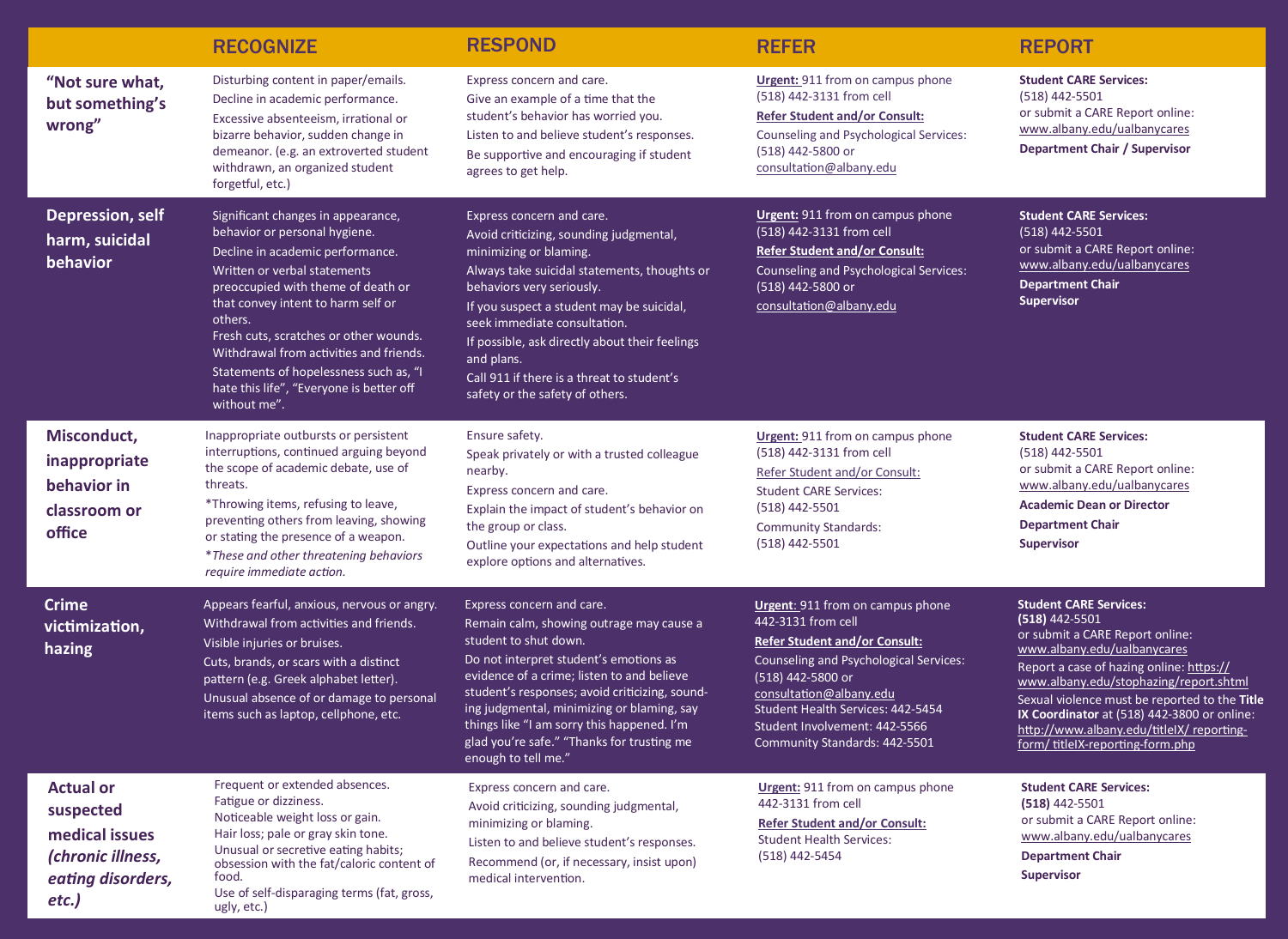| | RECOGNIZE | RESPOND | REFER | REPORT |
|---|---|---|---|---|
| **"Not sure what, but something's wrong"** | Disturbing content in paper/emails.<br>Decline in academic performance.<br>Excessive absenteeism, irrational or bizarre behavior, sudden change in demeanor. (e.g. an extroverted student withdrawn, an organized student forgetful, etc.) | Express concern and care.<br>Give an example of a time that the student's behavior has worried you.<br>Listen to and believe student's responses.<br>Be supportive and encouraging if student agrees to get help. | **Urgent:** 911 from on campus phone (518) 442-3131 from cell<br>**Refer Student and/or Consult:**<br>Counseling and Psychological Services: (518) 442-5800 or consultation@albany.edu | **Student CARE Services:**<br>(518) 442-5501<br>or submit a CARE Report online: www.albany.edu/ualbanycares<br>**Department Chair / Supervisor** |
| **Depression, self harm, suicidal behavior** | Significant changes in appearance, behavior or personal hygiene.<br>Decline in academic performance.<br>Written or verbal statements preoccupied with theme of death or that convey intent to harm self or others.<br>Fresh cuts, scratches or other wounds.<br>Withdrawal from activities and friends.<br>Statements of hopelessness such as, "I hate this life", "Everyone is better off without me". | Express concern and care.<br>Avoid criticizing, sounding judgmental, minimizing or blaming.<br>Always take suicidal statements, thoughts or behaviors very seriously.<br>If you suspect a student may be suicidal, seek immediate consultation.<br>If possible, ask directly about their feelings and plans.<br>Call 911 if there is a threat to student's safety or the safety of others. | **Urgent:** 911 from on campus phone (518) 442-3131 from cell<br>**Refer Student and/or Consult:**<br>Counseling and Psychological Services: (518) 442-5800 or consultation@albany.edu | **Student CARE Services:**<br>(518) 442-5501<br>or submit a CARE Report online: www.albany.edu/ualbanycares<br>**Department Chair**<br>**Supervisor** |
| **Misconduct, inappropriate behavior in classroom or office** | Inappropriate outbursts or persistent interruptions, continued arguing beyond the scope of academic debate, use of threats.<br>*Throwing items, refusing to leave, preventing others from leaving, showing or stating the presence of a weapon.<br>*\*These and other threatening behaviors require immediate action.* | Ensure safety.<br>Speak privately or with a trusted colleague nearby.<br>Express concern and care.<br>Explain the impact of student's behavior on the group or class.<br>Outline your expectations and help student explore options and alternatives. | **Urgent:** 911 from on campus phone (518) 442-3131 from cell<br>Refer Student and/or Consult:<br>Student CARE Services: (518) 442-5501<br>Community Standards: (518) 442-5501 | **Student CARE Services:**<br>(518) 442-5501<br>or submit a CARE Report online: www.albany.edu/ualbanycares<br>**Academic Dean or Director**<br>**Department Chair**<br>**Supervisor** |
| **Crime victimization, hazing** | Appears fearful, anxious, nervous or angry.<br>Withdrawal from activities and friends.<br>Visible injuries or bruises.<br>Cuts, brands, or scars with a distinct pattern (e.g. Greek alphabet letter).<br>Unusual absence of or damage to personal items such as laptop, cellphone, etc. | Express concern and care.<br>Remain calm, showing outrage may cause a student to shut down.<br>Do not interpret student's emotions as evidence of a crime; listen to and believe student's responses; avoid criticizing, sounding judgmental, minimizing or blaming, say things like "I am sorry this happened. I'm glad you're safe." "Thanks for trusting me enough to tell me." | **Urgent**: 911 from on campus phone 442-3131 from cell<br>**Refer Student and/or Consult:**<br>Counseling and Psychological Services: (518) 442-5800 or consultation@albany.edu<br>Student Health Services: 442-5454<br>Student Involvement: 442-5566<br>Community Standards: 442-5501 | **Student CARE Services:**<br>**(518)** 442-5501<br>or submit a CARE Report online: www.albany.edu/ualbanycares<br>Report a case of hazing online: https://www.albany.edu/stophazing/report.shtml<br>Sexual violence must be reported to the **Title IX Coordinator** at (518) 442-3800 or online: http://www.albany.edu/titleIX/ reporting-form/ titleIX-reporting-form.php |
| **Actual or suspected medical issues *(chronic illness, eating disorders, etc.)*** | Frequent or extended absences.<br>Fatigue or dizziness.<br>Noticeable weight loss or gain.<br>Hair loss; pale or gray skin tone.<br>Unusual or secretive eating habits; obsession with the fat/caloric content of food.<br>Use of self-disparaging terms (fat, gross, ugly, etc.) | Express concern and care.<br>Avoid criticizing, sounding judgmental, minimizing or blaming.<br>Listen to and believe student's responses.<br>Recommend (or, if necessary, insist upon) medical intervention. | **Urgent:** 911 from on campus phone 442-3131 from cell<br>**Refer Student and/or Consult:**<br>Student Health Services: (518) 442-5454 | **Student CARE Services:**<br>**(518)** 442-5501<br>or submit a CARE Report online: www.albany.edu/ualbanycares<br>**Department Chair**<br>**Supervisor** |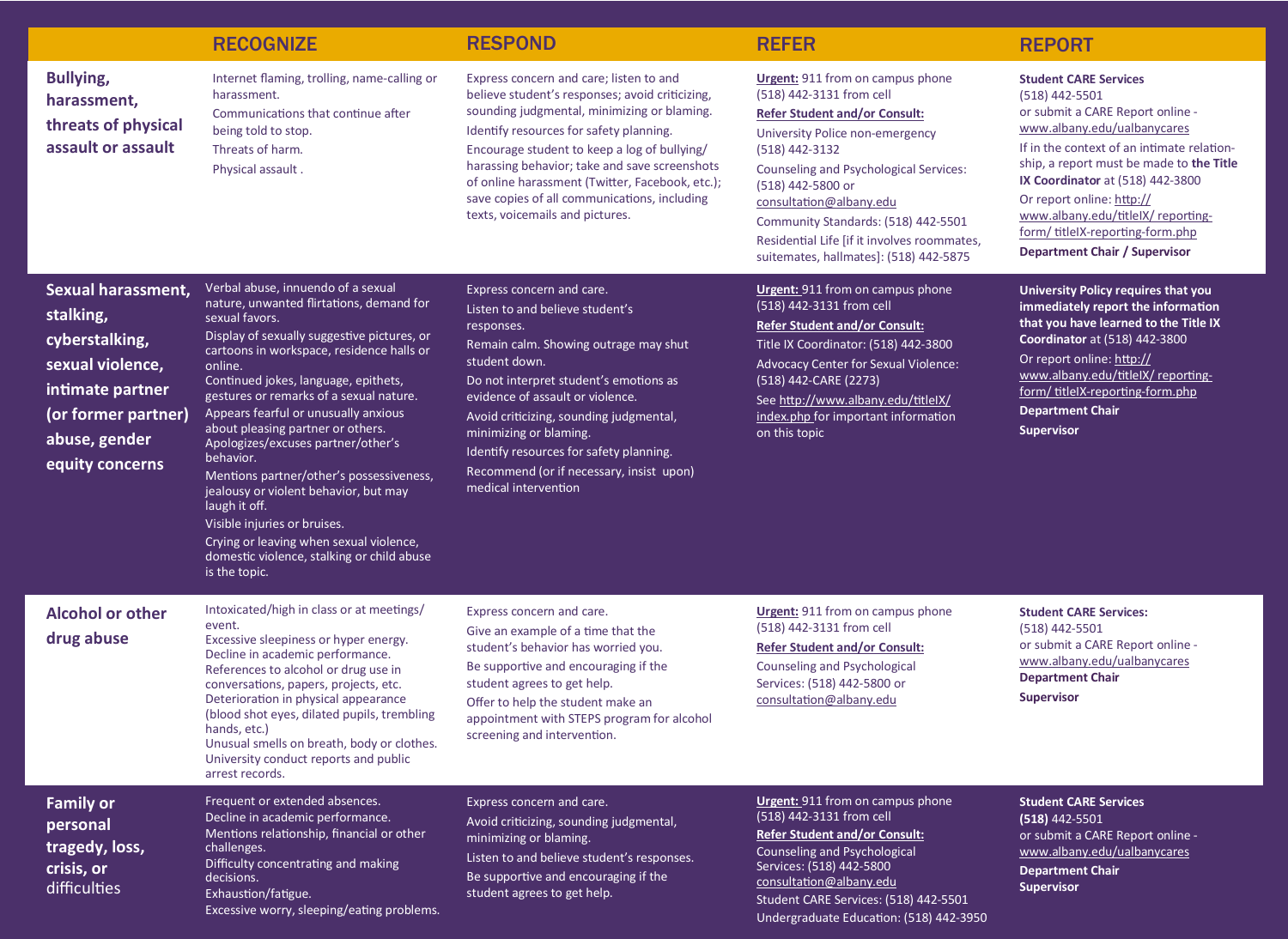| | RECOGNIZE | RESPOND | REFER | REPORT |
|---|---|---|---|---|
| **Bullying, harassment, threats of physical assault or assault** | Internet flaming, trolling, name-calling or harassment.<br>Communications that continue after being told to stop.<br>Threats of harm.<br>Physical assault . | Express concern and care; listen to and believe student's responses; avoid criticizing, sounding judgmental, minimizing or blaming.<br>Identify resources for safety planning.<br>Encourage student to keep a log of bullying/ harassing behavior; take and save screenshots of online harassment (Twitter, Facebook, etc.); save copies of all communications, including texts, voicemails and pictures. | **Urgent:** 911 from on campus phone (518) 442-3131 from cell<br>**Refer Student and/or Consult:**<br>University Police non-emergency (518) 442-3132<br>Counseling and Psychological Services: (518) 442-5800 or consultation@albany.edu<br>Community Standards: (518) 442-5501<br>Residential Life [if it involves roommates, suitemates, hallmates]: (518) 442-5875 | **Student CARE Services**<br>(518) 442-5501<br>or submit a CARE Report online - www.albany.edu/ualbanycares<br>If in the context of an intimate relationship, a report must be made to **the Title IX Coordinator** at (518) 442-3800<br>Or report online: http://www.albany.edu/titleIX/ reporting-form/ titleIX-reporting-form.php<br>**Department Chair / Supervisor** |
| **Sexual harassment, stalking, cyberstalking, sexual violence, intimate partner (or former partner) abuse, gender equity concerns** | Verbal abuse, innuendo of a sexual nature, unwanted flirtations, demand for sexual favors.<br>Display of sexually suggestive pictures, or cartoons in workspace, residence halls or online.<br>Continued jokes, language, epithets, gestures or remarks of a sexual nature.<br>Appears fearful or unusually anxious about pleasing partner or others.<br>Apologizes/excuses partner/other's behavior.<br>Mentions partner/other's possessiveness, jealousy or violent behavior, but may laugh it off.<br>Visible injuries or bruises.<br>Crying or leaving when sexual violence, domestic violence, stalking or child abuse is the topic. | Express concern and care.<br>Listen to and believe student's responses.<br>Remain calm. Showing outrage may shut student down.<br>Do not interpret student's emotions as evidence of assault or violence.<br>Avoid criticizing, sounding judgmental, minimizing or blaming.<br>Identify resources for safety planning.<br>Recommend (or if necessary, insist upon) medical intervention | **Urgent:** 911 from on campus phone (518) 442-3131 from cell<br>**Refer Student and/or Consult:**<br>Title IX Coordinator: (518) 442-3800<br>Advocacy Center for Sexual Violence: (518) 442-CARE (2273)<br>See http://www.albany.edu/titleIX/ index.php for important information on this topic | **University Policy requires that you immediately report the information that you have learned to the Title IX Coordinator** at (518) 442-3800<br>Or report online: http://www.albany.edu/titleIX/ reporting-form/ titleIX-reporting-form.php<br>**Department Chair**<br>**Supervisor** |
| **Alcohol or other drug abuse** | Intoxicated/high in class or at meetings/ event.<br>Excessive sleepiness or hyper energy.<br>Decline in academic performance.<br>References to alcohol or drug use in conversations, papers, projects, etc.<br>Deterioration in physical appearance (blood shot eyes, dilated pupils, trembling hands, etc.)<br>Unusual smells on breath, body or clothes.<br>University conduct reports and public arrest records. | Express concern and care.<br>Give an example of a time that the student's behavior has worried you.<br>Be supportive and encouraging if the student agrees to get help.<br>Offer to help the student make an appointment with STEPS program for alcohol screening and intervention. | **Urgent:** 911 from on campus phone (518) 442-3131 from cell<br>**Refer Student and/or Consult:**<br>Counseling and Psychological Services: (518) 442-5800 or consultation@albany.edu | **Student CARE Services:**<br>(518) 442-5501<br>or submit a CARE Report online - www.albany.edu/ualbanycares<br>**Department Chair**<br>**Supervisor** |
| **Family or personal tragedy, loss, crisis, or** difficulties | Frequent or extended absences.<br>Decline in academic performance.<br>Mentions relationship, financial or other challenges.<br>Difficulty concentrating and making decisions.<br>Exhaustion/fatigue.<br>Excessive worry, sleeping/eating problems. | Express concern and care.<br>Avoid criticizing, sounding judgmental, minimizing or blaming.<br>Listen to and believe student's responses.<br>Be supportive and encouraging if the student agrees to get help. | **Urgent:** 911 from on campus phone (518) 442-3131 from cell<br>**Refer Student and/or Consult:**<br>Counseling and Psychological Services: (518) 442-5800<br>consultation@albany.edu<br>Student CARE Services: (518) 442-5501<br>Undergraduate Education: (518) 442-3950 | **Student CARE Services**<br>**(518)** 442-5501<br>or submit a CARE Report online - www.albany.edu/ualbanycares<br>**Department Chair**<br>**Supervisor** |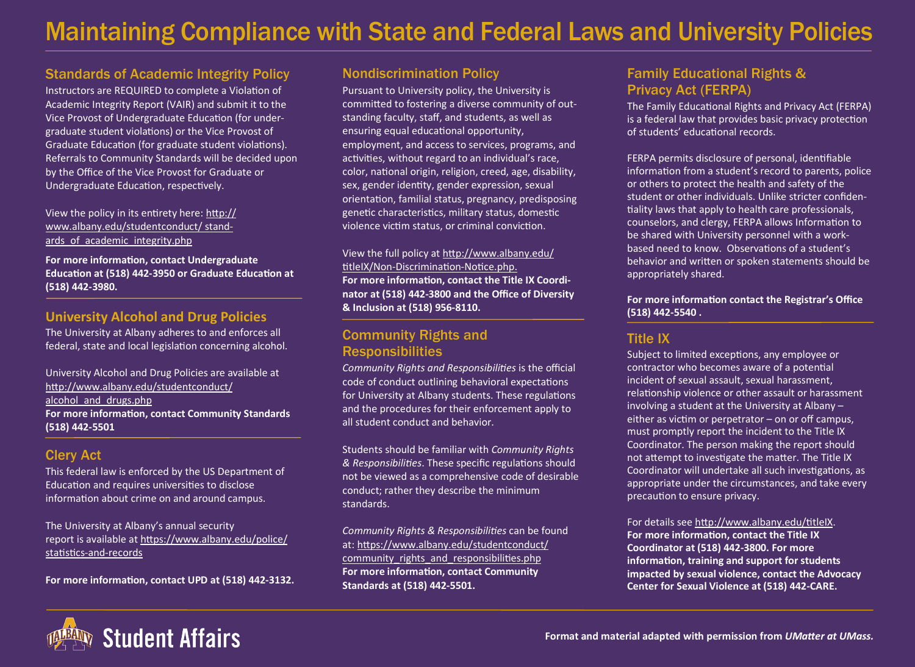# Maintaining Compliance with State and Federal Laws and University Policies

## Standards of Academic Integrity Policy

Instructors are REQUIRED to complete a Violation of Academic Integrity Report (VAIR) and submit it to the Vice Provost of Undergraduate Education (for undergraduate student violations) or the Vice Provost of Graduate Education (for graduate student violations). Referrals to Community Standards will be decided upon by the Office of the Vice Provost for Graduate or Undergraduate Education, respectively.

View the policy in its entirety here: http://www.albany.edu/studentconduct/standards_of_academic_integrity.php

**For more information, contact Undergraduate Education at (518) 442-3950 or Graduate Education at (518) 442-3980.**

## University Alcohol and Drug Policies

The University at Albany adheres to and enforces all federal, state and local legislation concerning alcohol.

University Alcohol and Drug Policies are available at http://www.albany.edu/studentconduct/alcohol_and_drugs.php

**For more information, contact Community Standards (518) 442-5501**

## Clery Act

This federal law is enforced by the US Department of Education and requires universities to disclose information about crime on and around campus.

The University at Albany's annual security report is available at https://www.albany.edu/police/statistics-and-records

**For more information, contact UPD at (518) 442-3132.**

## Nondiscrimination Policy

Pursuant to University policy, the University is committed to fostering a diverse community of outstanding faculty, staff, and students, as well as ensuring equal educational opportunity, employment, and access to services, programs, and activities, without regard to an individual's race, color, national origin, religion, creed, age, disability, sex, gender identity, gender expression, sexual orientation, familial status, pregnancy, predisposing genetic characteristics, military status, domestic violence victim status, or criminal conviction.

View the full policy at http://www.albany.edu/titleIX/Non-Discrimination-Notice.php.

**For more information, contact the Title IX Coordinator at (518) 442-3800 and the Office of Diversity & Inclusion at (518) 956-8110.**

## Community Rights and Responsibilities

*Community Rights and Responsibilities* is the official code of conduct outlining behavioral expectations for University at Albany students. These regulations and the procedures for their enforcement apply to all student conduct and behavior.

Students should be familiar with *Community Rights & Responsibilities*. These specific regulations should not be viewed as a comprehensive code of desirable conduct; rather they describe the minimum standards.

*Community Rights & Responsibilities* can be found at: https://www.albany.edu/studentconduct/community_rights_and_responsibilities.php

**For more information, contact Community Standards at (518) 442-5501.**

## Family Educational Rights & Privacy Act (FERPA)

The Family Educational Rights and Privacy Act (FERPA) is a federal law that provides basic privacy protection of students' educational records.

FERPA permits disclosure of personal, identifiable information from a student's record to parents, police or others to protect the health and safety of the student or other individuals. Unlike stricter confidentiality laws that apply to health care professionals, counselors, and clergy, FERPA allows Information to be shared with University personnel with a work-based need to know. Observations of a student's behavior and written or spoken statements should be appropriately shared.

**For more information contact the Registrar's Office (518) 442-5540 .**

## Title IX

Subject to limited exceptions, any employee or contractor who becomes aware of a potential incident of sexual assault, sexual harassment, relationship violence or other assault or harassment involving a student at the University at Albany – either as victim or perpetrator – on or off campus, must promptly report the incident to the Title IX Coordinator. The person making the report should not attempt to investigate the matter. The Title IX Coordinator will undertake all such investigations, as appropriate under the circumstances, and take every precaution to ensure privacy.

For details see http://www.albany.edu/titleIX.

**For more information, contact the Title IX Coordinator at (518) 442-3800. For more information, training and support for students impacted by sexual violence, contact the Advocacy Center for Sexual Violence at (518) 442-CARE.**

Student Affairs

**Format and material adapted with permission from *UMatter at UMass.***